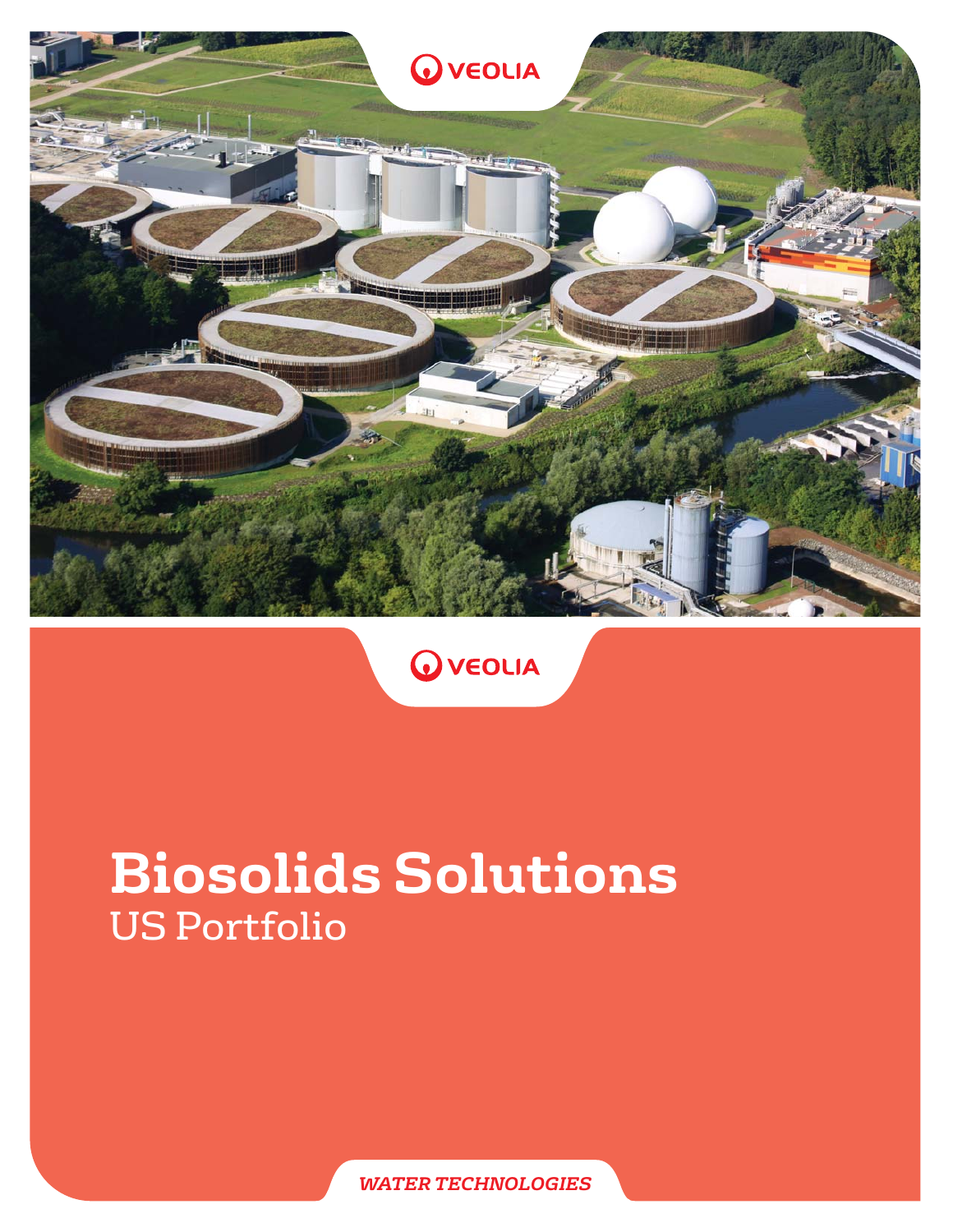VEOLIA

VEOLIA

# Biosolids Solutions

## US Portfolio

*WATER TECHNOLOGIES*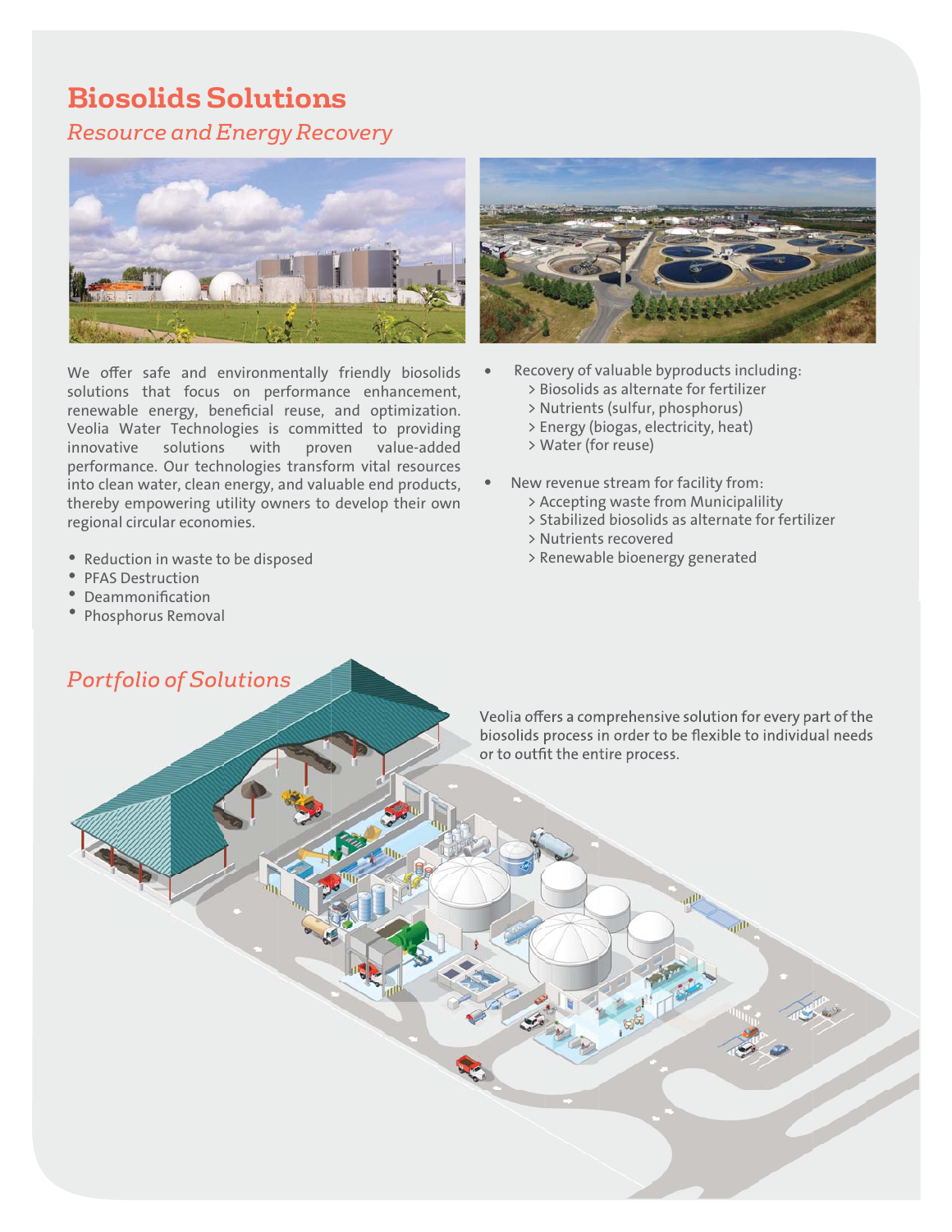# Biosolids Solutions

*Resource and Energy Recovery*

We offer safe and environmentally friendly biosolids solutions that focus on performance enhancement, renewable energy, beneficial reuse, and optimization. Veolia Water Technologies is committed to providing innovative solutions with proven value-added performance. Our technologies transform vital resources into clean water, clean energy, and valuable end products, thereby empowering utility owners to develop their own regional circular economies.

- Reduction in waste to be disposed
- PFAS Destruction
- Deammonification
- Phosphorus Removal

- Recovery of valuable byproducts including:
  - > Biosolids as alternate for fertilizer
  - > Nutrients (sulfur, phosphorus)
  - > Energy (biogas, electricity, heat)
  - > Water (for reuse)
- New revenue stream for facility from:
  - > Accepting waste from Municipalility
  - > Stabilized biosolids as alternate for fertilizer
  - > Nutrients recovered
  - > Renewable bioenergy generated

## *Portfolio of Solutions*

Veolia offers a comprehensive solution for every part of the biosolids process in order to be flexible to individual needs or to outfit the entire process.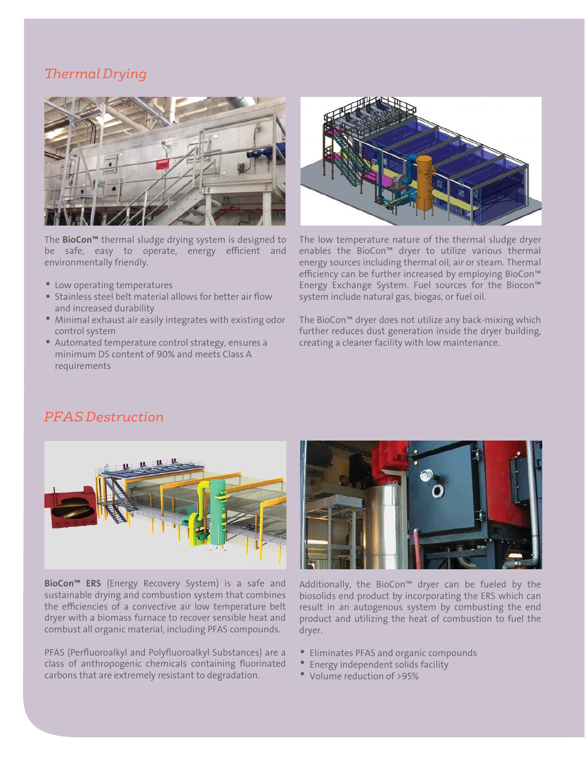## *Thermal Drying*

The **BioCon™** thermal sludge drying system is designed to be safe, easy to operate, energy efficient and environmentally friendly.

- Low operating temperatures
- Stainless steel belt material allows for better air flow and increased durability
- Minimal exhaust air easily integrates with existing odor control system
- Automated temperature control strategy, ensures a minimum DS content of 90% and meets Class A requirements

The low temperature nature of the thermal sludge dryer enables the BioCon™ dryer to utilize various thermal energy sources including thermal oil, air or steam. Thermal efficiency can be further increased by employing BioCon™ Energy Exchange System. Fuel sources for the Biocon™ system include natural gas, biogas, or fuel oil.

The BioCon™ dryer does not utilize any back-mixing which further reduces dust generation inside the dryer building, creating a cleaner facility with low maintenance.

## *PFAS Destruction*

**BioCon™ ERS** (Energy Recovery System) is a safe and sustainable drying and combustion system that combines the efficiencies of a convective air low temperature belt dryer with a biomass furnace to recover sensible heat and combust all organic material, including PFAS compounds.

PFAS (Perfluoroalkyl and Polyfluoroalkyl Substances) are a class of anthropogenic chemicals containing fluorinated carbons that are extremely resistant to degradation.

Additionally, the BioCon™ dryer can be fueled by the biosolids end product by incorporating the ERS which can result in an autogenous system by combusting the end product and utilizing the heat of combustion to fuel the dryer.

- Eliminates PFAS and organic compounds
- Energy independent solids facility
- Volume reduction of >95%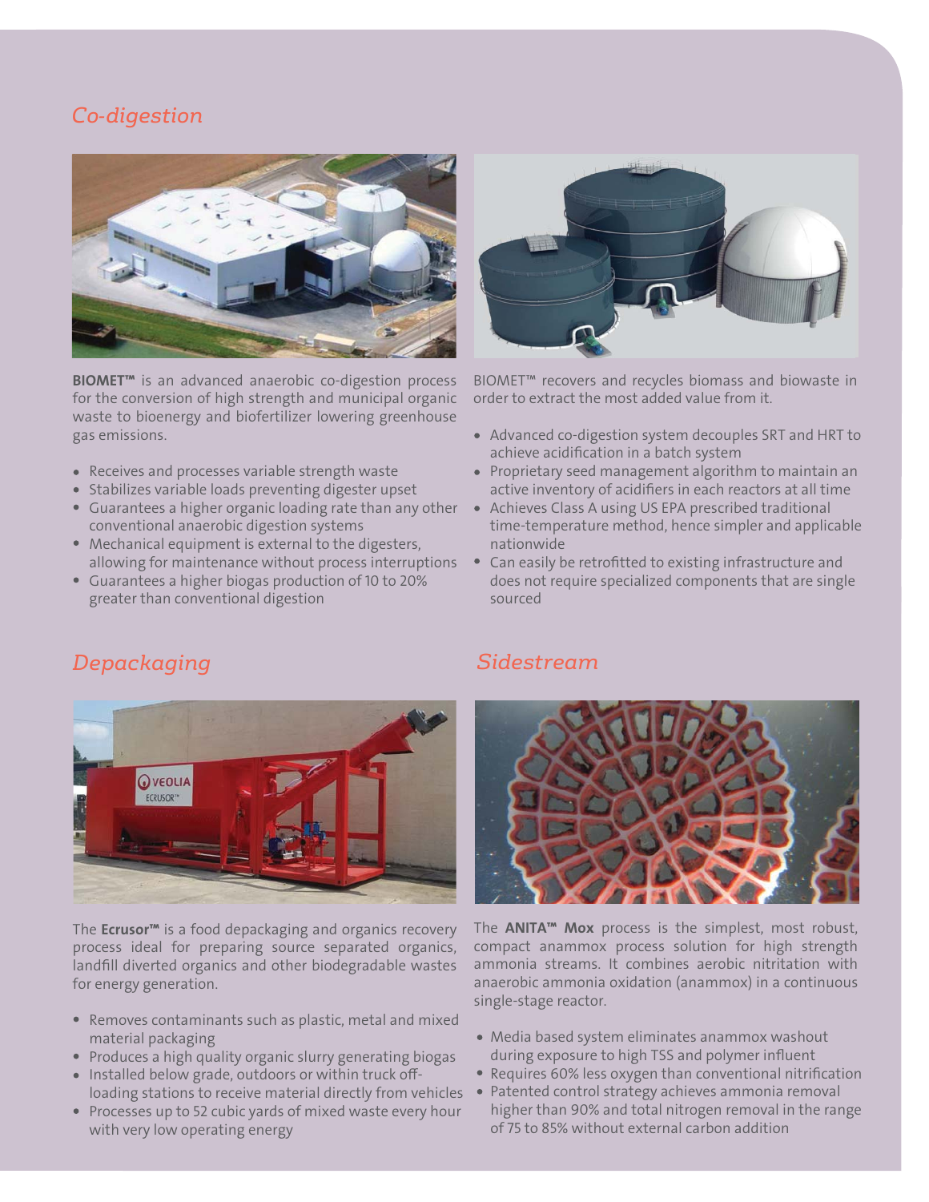## Co-digestion

**BIOMET™** is an advanced anaerobic co-digestion process for the conversion of high strength and municipal organic waste to bioenergy and biofertilizer lowering greenhouse gas emissions.

- Receives and processes variable strength waste
- Stabilizes variable loads preventing digester upset
- Guarantees a higher organic loading rate than any other conventional anaerobic digestion systems
- Mechanical equipment is external to the digesters, allowing for maintenance without process interruptions
- Guarantees a higher biogas production of 10 to 20% greater than conventional digestion

BIOMET™ recovers and recycles biomass and biowaste in order to extract the most added value from it.

- Advanced co-digestion system decouples SRT and HRT to achieve acidification in a batch system
- Proprietary seed management algorithm to maintain an active inventory of acidifiers in each reactors at all time
- Achieves Class A using US EPA prescribed traditional time-temperature method, hence simpler and applicable nationwide
- Can easily be retrofitted to existing infrastructure and does not require specialized components that are single sourced

## Depackaging

The **Ecrusor™** is a food depackaging and organics recovery process ideal for preparing source separated organics, landfill diverted organics and other biodegradable wastes for energy generation.

- Removes contaminants such as plastic, metal and mixed material packaging
- Produces a high quality organic slurry generating biogas
- Installed below grade, outdoors or within truck off-loading stations to receive material directly from vehicles
- Processes up to 52 cubic yards of mixed waste every hour with very low operating energy

## Sidestream

The **ANITA™ Mox** process is the simplest, most robust, compact anammox process solution for high strength ammonia streams. It combines aerobic nitritation with anaerobic ammonia oxidation (anammox) in a continuous single-stage reactor.

- Media based system eliminates anammox washout during exposure to high TSS and polymer influent
- Requires 60% less oxygen than conventional nitrification
- Patented control strategy achieves ammonia removal higher than 90% and total nitrogen removal in the range of 75 to 85% without external carbon addition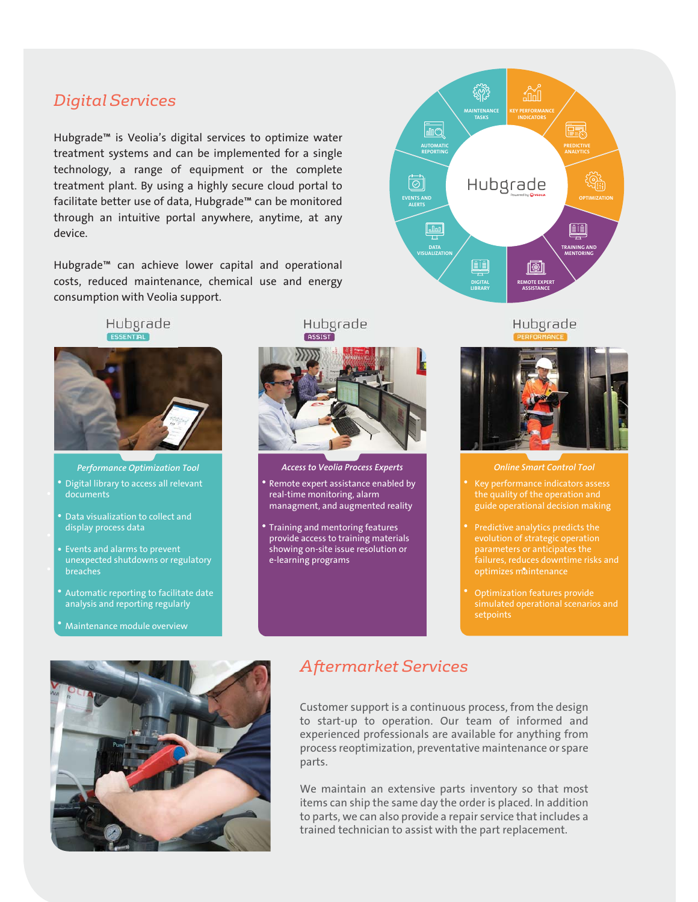## Digital Services

Hubgrade™ is Veolia's digital services to optimize water treatment systems and can be implemented for a single technology, a range of equipment or the complete treatment plant. By using a highly secure cloud portal to facilitate better use of data, Hubgrade™ can be monitored through an intuitive portal anywhere, anytime, at any device.

Hubgrade™ can achieve lower capital and operational costs, reduced maintenance, chemical use and energy consumption with Veolia support.

Hubgrade

- MAINTENANCE TASKS
- KEY PERFORMANCE INDICATORS
- PREDICTIVE ANALYTICS
- OPTIMIZATION
- TRAINING AND MENTORING
- REMOTE EXPERT ASSISTANCE
- DIGITAL LIBRARY
- DATA VISUALIZATION
- EVENTS AND ALERTS
- AUTOMATIC REPORTING

### Hubgrade ESSENTIAL

*Performance Optimization Tool*

- Digital library to access all relevant documents
- Data visualization to collect and display process data
- Events and alarms to prevent unexpected shutdowns or regulatory breaches
- Automatic reporting to facilitate date analysis and reporting regularly
- Maintenance module overview

### Hubgrade ASSIST

*Access to Veolia Process Experts*

- Remote expert assistance enabled by real-time monitoring, alarm managment, and augmented reality
- Training and mentoring features provide access to training materials showing on-site issue resolution or e-learning programs

### Hubgrade PERFORMANCE

*Online Smart Control Tool*

- Key performance indicators assess the quality of the operation and guide operational decision making
- Predictive analytics predicts the evolution of strategic operation parameters or anticipates the failures, reduces downtime risks and optimizes maintenance
- Optimization features provide simulated operational scenarios and setpoints

## Aftermarket Services

Customer support is a continuous process, from the design to start-up to operation. Our team of informed and experienced professionals are available for anything from process reoptimization, preventative maintenance or spare parts.

We maintain an extensive parts inventory so that most items can ship the same day the order is placed. In addition to parts, we can also provide a repair service that includes a trained technician to assist with the part replacement.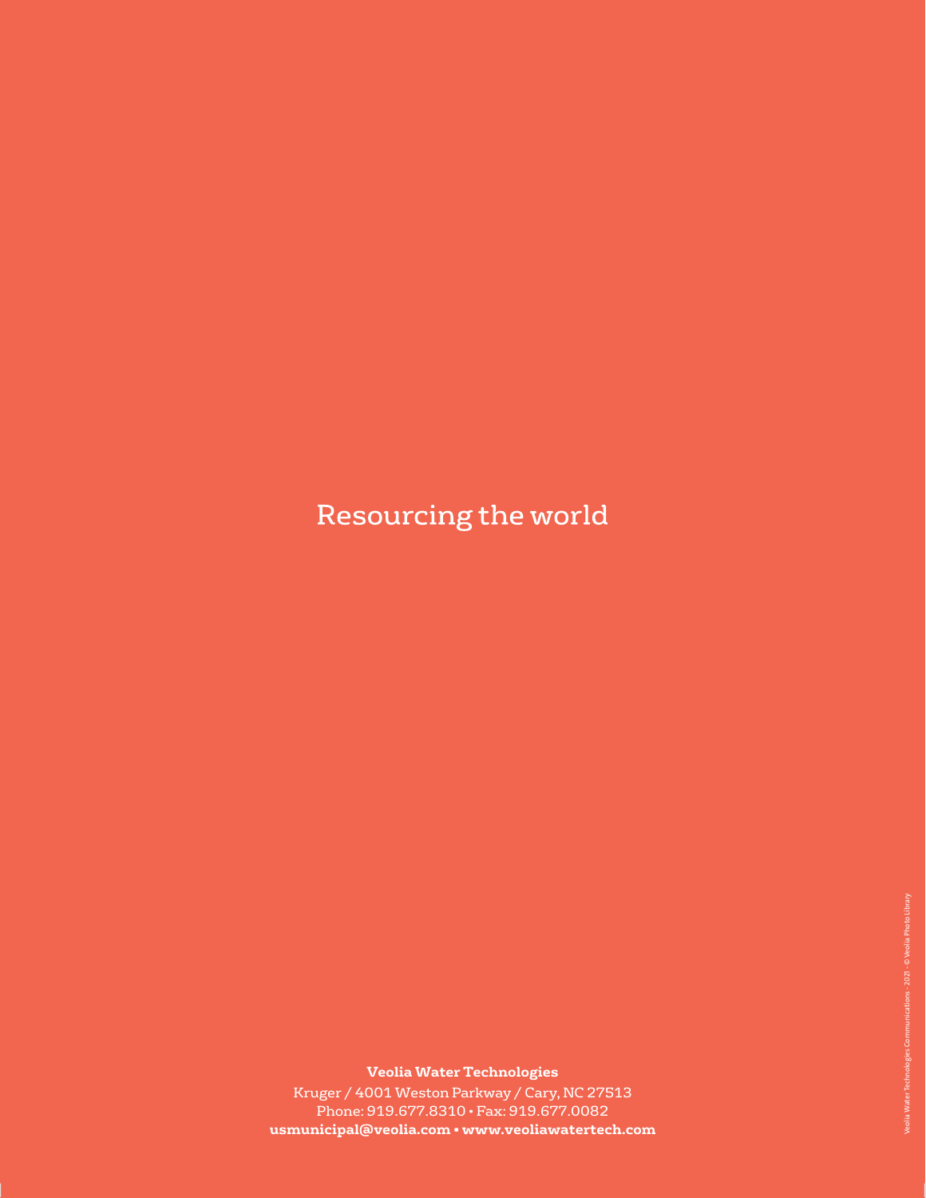Resourcing the world

**Veolia Water Technologies**

Kruger / 4001 Weston Parkway / Cary, NC 27513

Phone: 919.677.8310 • Fax: 919.677.0082

**usmunicipal@veolia.com • www.veoliawatertech.com**

Veolia Water Technologies Communications - 2021 - © Veolia Photo Library